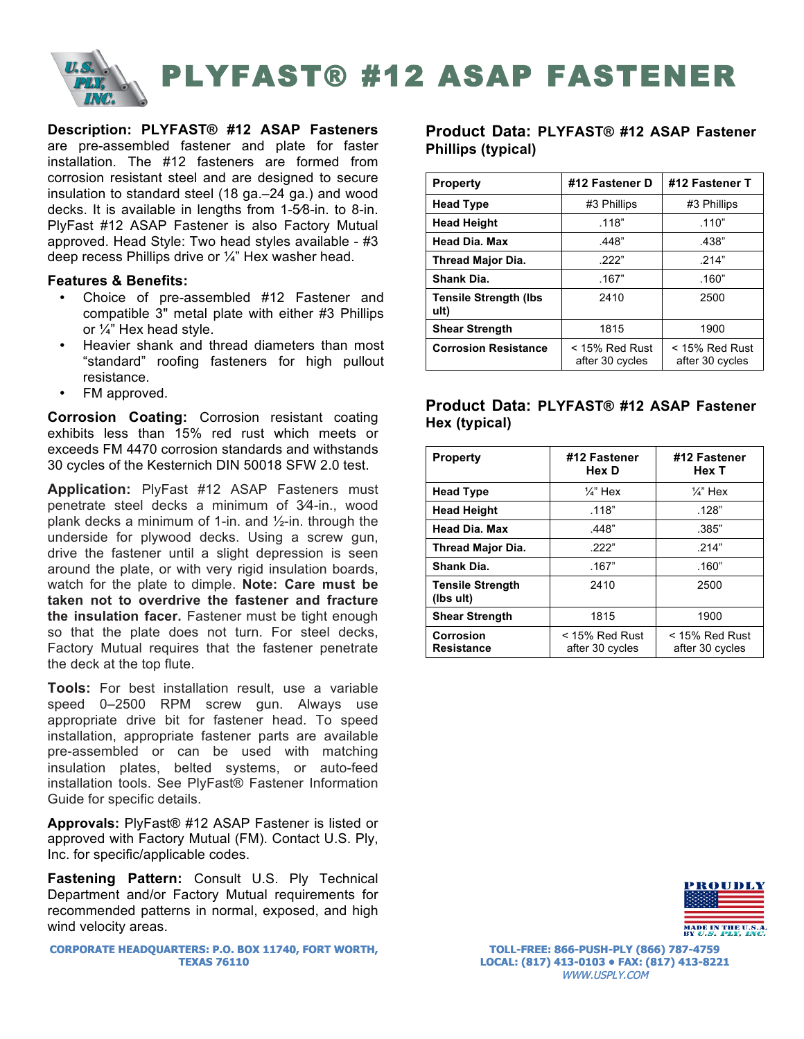# PLYFAST® #12 ASAP FASTENER

**Description: PLYFAST® #12 ASAP Fasteners** are pre-assembled fastener and plate for faster installation. The #12 fasteners are formed from corrosion resistant steel and are designed to secure insulation to standard steel (18 ga.–24 ga.) and wood decks. It is available in lengths from 1-5⁄8-in. to 8-in. PlyFast #12 ASAP Fastener is also Factory Mutual approved. Head Style: Two head styles available - #3 deep recess Phillips drive or ¼" Hex washer head.

**Features & Benefits:**

- Choice of pre-assembled #12 Fastener and compatible 3" metal plate with either #3 Phillips or ¼" Hex head style.
- Heavier shank and thread diameters than most "standard" roofing fasteners for high pullout resistance.
- FM approved.

**Corrosion Coating:** Corrosion resistant coating exhibits less than 15% red rust which meets or exceeds FM 4470 corrosion standards and withstands 30 cycles of the Kesternich DIN 50018 SFW 2.0 test.

**Application:** PlyFast #12 ASAP Fasteners must penetrate steel decks a minimum of 3⁄4-in., wood plank decks a minimum of 1-in. and ½-in. through the underside for plywood decks. Using a screw gun, drive the fastener until a slight depression is seen around the plate, or with very rigid insulation boards, watch for the plate to dimple. **Note: Care must be taken not to overdrive the fastener and fracture the insulation facer.** Fastener must be tight enough so that the plate does not turn. For steel decks, Factory Mutual requires that the fastener penetrate the deck at the top flute.

**Tools:** For best installation result, use a variable speed 0–2500 RPM screw gun. Always use appropriate drive bit for fastener head. To speed installation, appropriate fastener parts are available pre-assembled or can be used with matching insulation plates, belted systems, or auto-feed installation tools. See PlyFast® Fastener Information Guide for specific details.

**Approvals:** PlyFast® #12 ASAP Fastener is listed or approved with Factory Mutual (FM). Contact U.S. Ply, Inc. for specific/applicable codes.

**Fastening Pattern:** Consult U.S. Ply Technical Department and/or Factory Mutual requirements for recommended patterns in normal, exposed, and high wind velocity areas.

## Product Data: PLYFAST® #12 ASAP Fastener Phillips (typical)

| Property | #12 Fastener D | #12 Fastener T |
|---|---|---|
| Head Type | #3 Phillips | #3 Phillips |
| Head Height | .118" | .110" |
| Head Dia. Max | .448" | .438" |
| Thread Major Dia. | .222" | .214" |
| Shank Dia. | .167" | .160" |
| Tensile Strength (lbs ult) | 2410 | 2500 |
| Shear Strength | 1815 | 1900 |
| Corrosion Resistance | < 15% Red Rust after 30 cycles | < 15% Red Rust after 30 cycles |

## Product Data: PLYFAST® #12 ASAP Fastener Hex (typical)

| Property | #12 Fastener Hex D | #12 Fastener Hex T |
|---|---|---|
| Head Type | ¼" Hex | ¼" Hex |
| Head Height | .118" | .128" |
| Head Dia. Max | .448" | .385" |
| Thread Major Dia. | .222" | .214" |
| Shank Dia. | .167" | .160" |
| Tensile Strength (lbs ult) | 2410 | 2500 |
| Shear Strength | 1815 | 1900 |
| Corrosion Resistance | < 15% Red Rust after 30 cycles | < 15% Red Rust after 30 cycles |

PROUDLY MADE IN THE U.S.A. BY U.S. PLY, INC.

CORPORATE HEADQUARTERS: P.O. BOX 11740, FORT WORTH, TEXAS 76110

TOLL-FREE: 866-PUSH-PLY (866) 787-4759
LOCAL: (817) 413-0103 • FAX: (817) 413-8221
WWW.USPLY.COM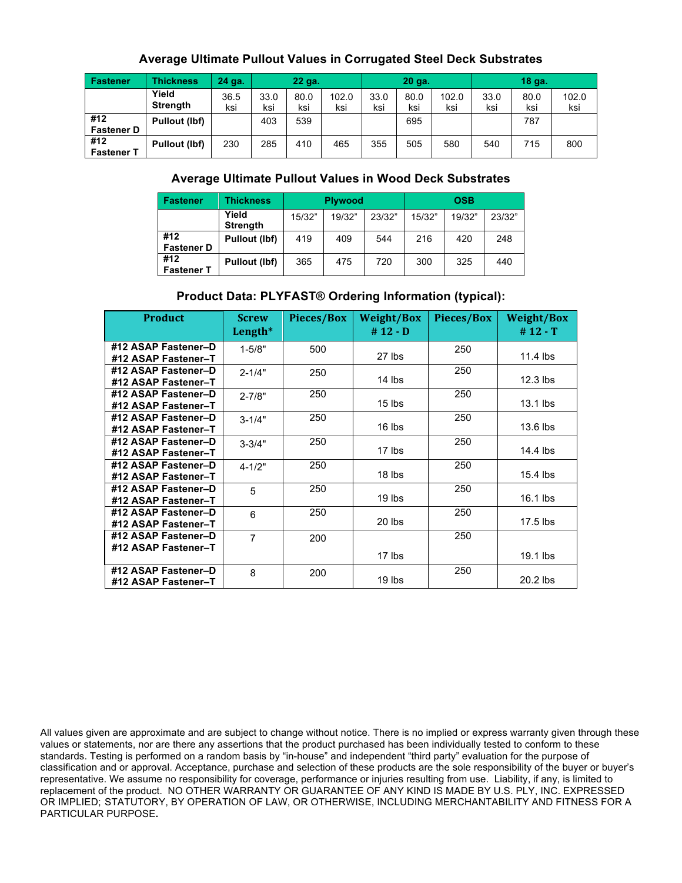### Average Ultimate Pullout Values in Corrugated Steel Deck Substrates

| Fastener | Thickness | 24 ga. | 22 ga. | | | 20 ga. | | | 18 ga. | | |
|---|---|---|---|---|---|---|---|---|---|---|---|
| | Yield Strength | 36.5 ksi | 33.0 ksi | 80.0 ksi | 102.0 ksi | 33.0 ksi | 80.0 ksi | 102.0 ksi | 33.0 ksi | 80.0 ksi | 102.0 ksi |
| #12 Fastener D | Pullout (lbf) | | 403 | 539 | | | 695 | | | 787 | |
| #12 Fastener T | Pullout (lbf) | 230 | 285 | 410 | 465 | 355 | 505 | 580 | 540 | 715 | 800 |

### Average Ultimate Pullout Values in Wood Deck Substrates

| Fastener | Thickness | Plywood | | | OSB | | |
|---|---|---|---|---|---|---|---|
| | Yield Strength | 15/32" | 19/32" | 23/32" | 15/32" | 19/32" | 23/32" |
| #12 Fastener D | Pullout (lbf) | 419 | 409 | 544 | 216 | 420 | 248 |
| #12 Fastener T | Pullout (lbf) | 365 | 475 | 720 | 300 | 325 | 440 |

### Product Data: PLYFAST® Ordering Information (typical):

| Product | Screw Length* | Pieces/Box | Weight/Box # 12 - D | Pieces/Box | Weight/Box # 12 - T |
|---|---|---|---|---|---|
| #12 ASAP Fastener–D #12 ASAP Fastener–T | 1-5/8" | 500 | 27 lbs | 250 | 11.4 lbs |
| #12 ASAP Fastener–D #12 ASAP Fastener–T | 2-1/4" | 250 | 14 lbs | 250 | 12.3 lbs |
| #12 ASAP Fastener–D #12 ASAP Fastener–T | 2-7/8" | 250 | 15 lbs | 250 | 13.1 lbs |
| #12 ASAP Fastener–D #12 ASAP Fastener–T | 3-1/4" | 250 | 16 lbs | 250 | 13.6 lbs |
| #12 ASAP Fastener–D #12 ASAP Fastener–T | 3-3/4" | 250 | 17 lbs | 250 | 14.4 lbs |
| #12 ASAP Fastener–D #12 ASAP Fastener–T | 4-1/2" | 250 | 18 lbs | 250 | 15.4 lbs |
| #12 ASAP Fastener–D #12 ASAP Fastener–T | 5 | 250 | 19 lbs | 250 | 16.1 lbs |
| #12 ASAP Fastener–D #12 ASAP Fastener–T | 6 | 250 | 20 lbs | 250 | 17.5 lbs |
| #12 ASAP Fastener–D #12 ASAP Fastener–T | 7 | 200 | 17 lbs | 250 | 19.1 lbs |
| #12 ASAP Fastener–D #12 ASAP Fastener–T | 8 | 200 | 19 lbs | 250 | 20.2 lbs |

All values given are approximate and are subject to change without notice. There is no implied or express warranty given through these values or statements, nor are there any assertions that the product purchased has been individually tested to conform to these standards. Testing is performed on a random basis by "in-house" and independent "third party" evaluation for the purpose of classification and or approval. Acceptance, purchase and selection of these products are the sole responsibility of the buyer or buyer's representative. We assume no responsibility for coverage, performance or injuries resulting from use. Liability, if any, is limited to replacement of the product. NO OTHER WARRANTY OR GUARANTEE OF ANY KIND IS MADE BY U.S. PLY, INC. EXPRESSED OR IMPLIED; STATUTORY, BY OPERATION OF LAW, OR OTHERWISE, INCLUDING MERCHANTABILITY AND FITNESS FOR A PARTICULAR PURPOSE.